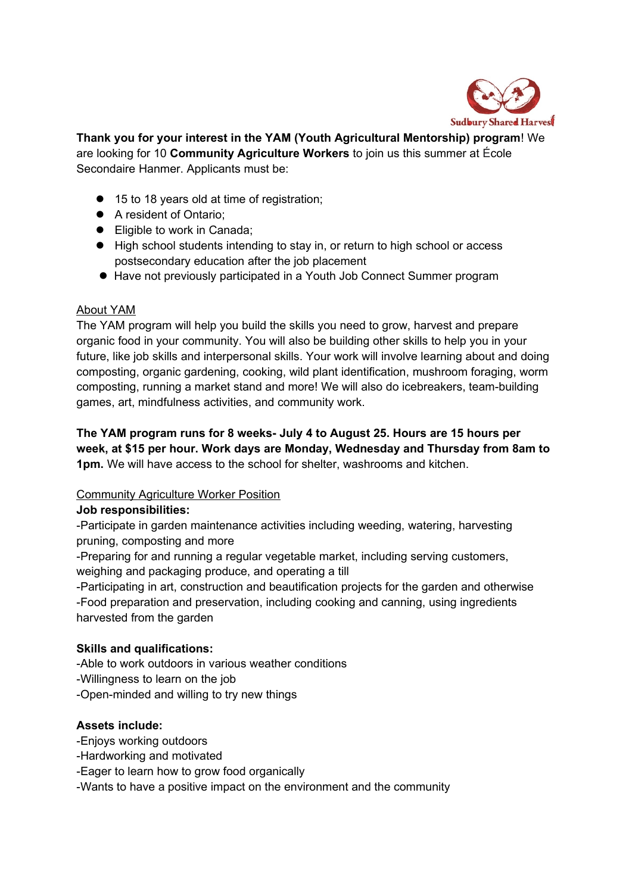Sudbury Shared Harvest

**Thank you for your interest in the YAM (Youth Agricultural Mentorship) program**! We are looking for 10 **Community Agriculture Workers** to join us this summer at École Secondaire Hanmer. Applicants must be:

- 15 to 18 years old at time of registration;
- A resident of Ontario;
- Eligible to work in Canada;
- High school students intending to stay in, or return to high school or access postsecondary education after the job placement
- Have not previously participated in a Youth Job Connect Summer program

<u>About YAM</u>

The YAM program will help you build the skills you need to grow, harvest and prepare organic food in your community. You will also be building other skills to help you in your future, like job skills and interpersonal skills. Your work will involve learning about and doing composting, organic gardening, cooking, wild plant identification, mushroom foraging, worm composting, running a market stand and more! We will also do icebreakers, team-building games, art, mindfulness activities, and community work.

**The YAM program runs for 8 weeks- July 4 to August 25. Hours are 15 hours per week, at $15 per hour. Work days are Monday, Wednesday and Thursday from 8am to 1pm.** We will have access to the school for shelter, washrooms and kitchen.

<u>Community Agriculture Worker Position</u>

**Job responsibilities:**

-Participate in garden maintenance activities including weeding, watering, harvesting pruning, composting and more

-Preparing for and running a regular vegetable market, including serving customers, weighing and packaging produce, and operating a till

-Participating in art, construction and beautification projects for the garden and otherwise

-Food preparation and preservation, including cooking and canning, using ingredients harvested from the garden

**Skills and qualifications:**

-Able to work outdoors in various weather conditions

-Willingness to learn on the job

-Open-minded and willing to try new things

**Assets include:**

-Enjoys working outdoors

-Hardworking and motivated

-Eager to learn how to grow food organically

-Wants to have a positive impact on the environment and the community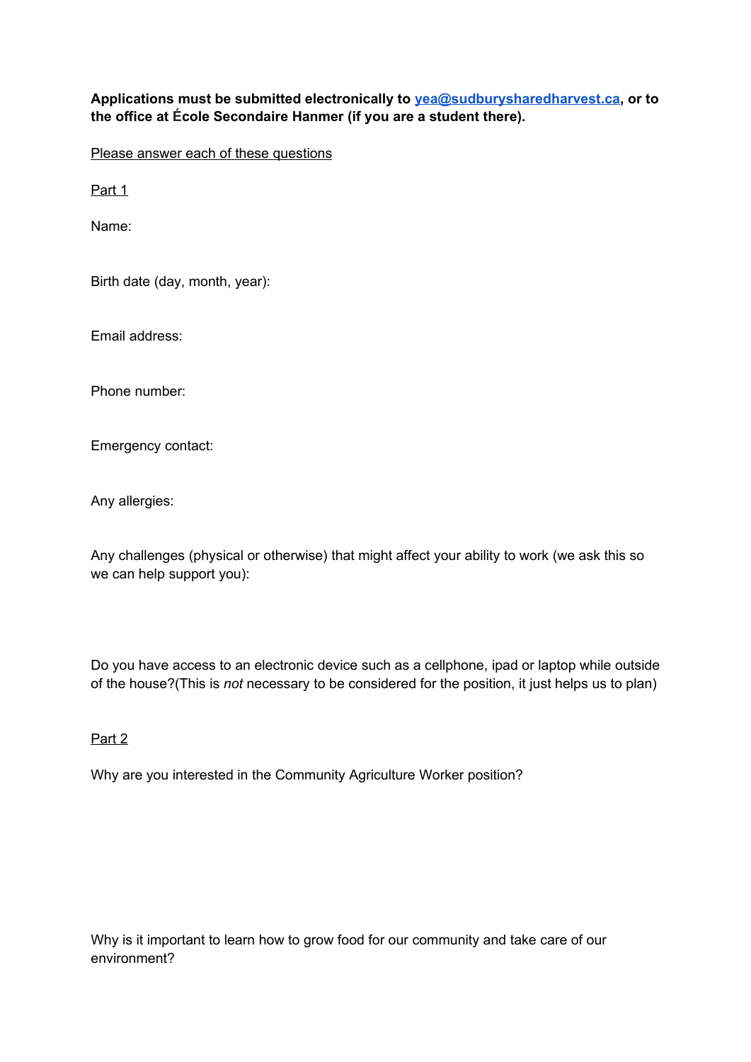**Applications must be submitted electronically to [yea@sudburysharedharvest.ca](mailto:yea@sudburysharedharvest.ca), or to the office at École Secondaire Hanmer (if you are a student there).**

<u>Please answer each of these questions</u>

<u>Part 1</u>

Name:

Birth date (day, month, year):

Email address:

Phone number:

Emergency contact:

Any allergies:

Any challenges (physical or otherwise) that might affect your ability to work (we ask this so we can help support you):

Do you have access to an electronic device such as a cellphone, ipad or laptop while outside of the house?(This is *not* necessary to be considered for the position, it just helps us to plan)

<u>Part 2</u>

Why are you interested in the Community Agriculture Worker position?

Why is it important to learn how to grow food for our community and take care of our environment?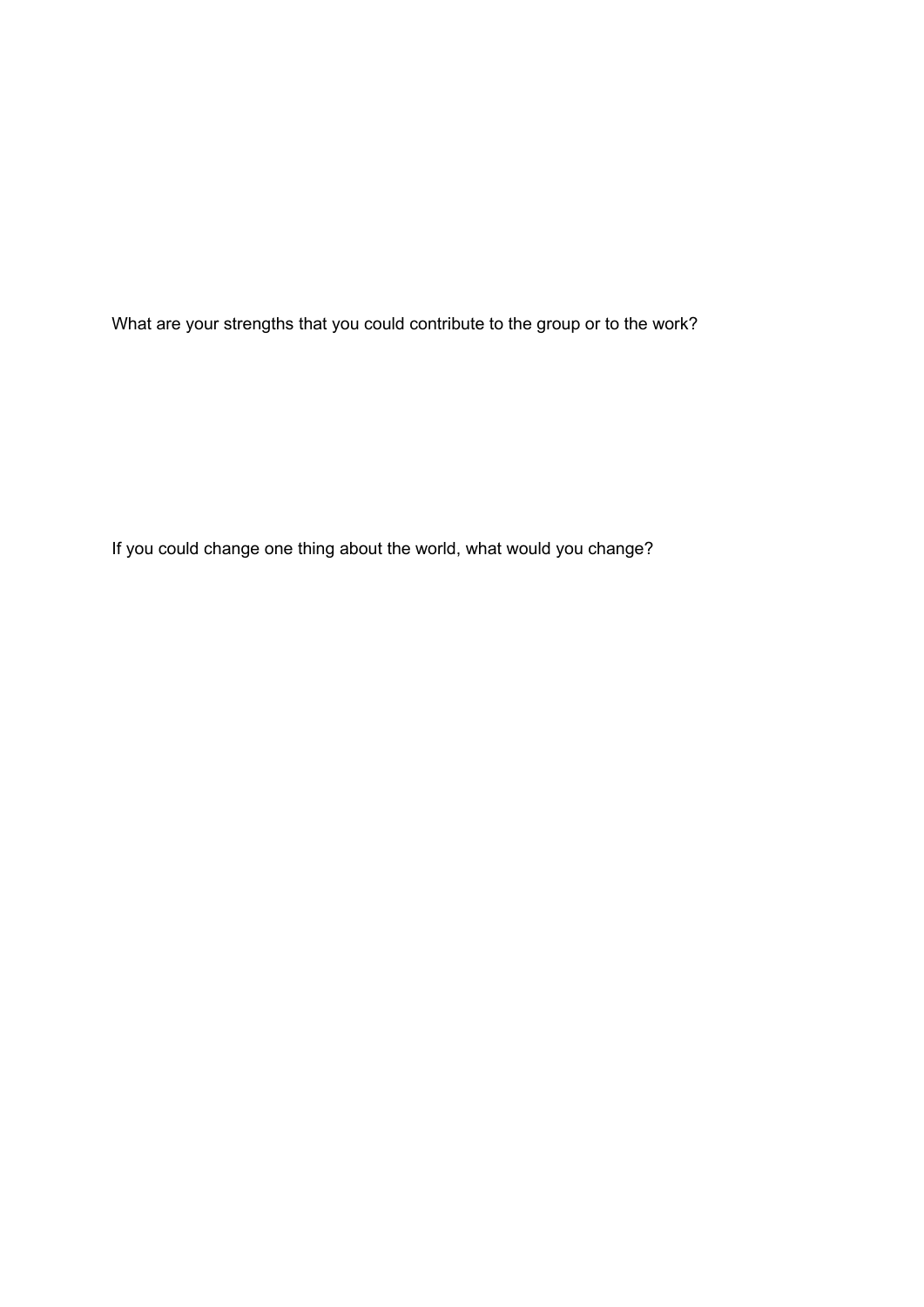What are your strengths that you could contribute to the group or to the work?

If you could change one thing about the world, what would you change?